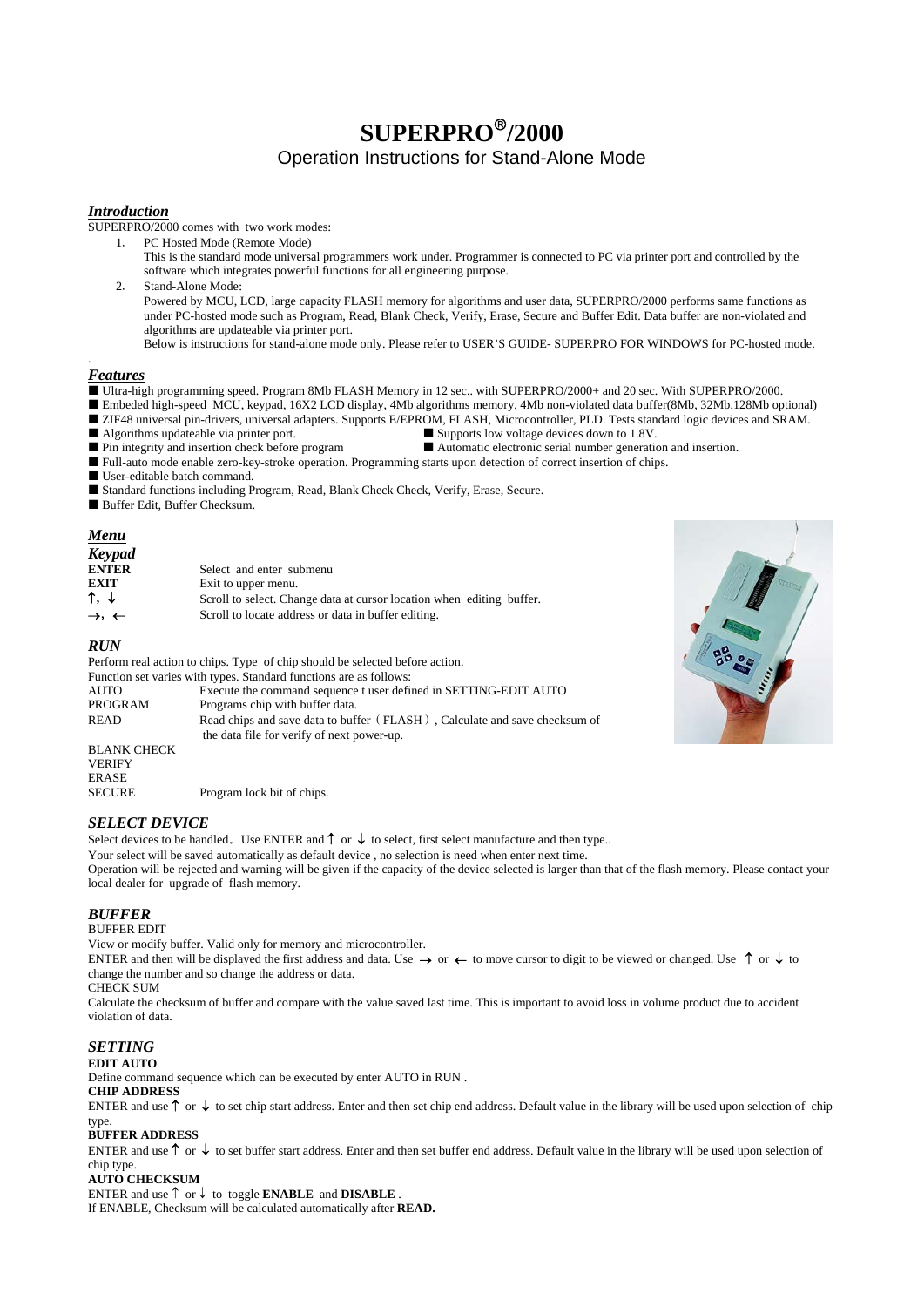# SUPERPRO®/2000

## Operation Instructions for Stand-Alone Mode

### *Introduction*

SUPERPRO/2000 comes with two work modes:

1. PC Hosted Mode (Remote Mode)
   This is the standard mode universal programmers work under. Programmer is connected to PC via printer port and controlled by the software which integrates powerful functions for all engineering purpose.
2. Stand-Alone Mode:
   Powered by MCU, LCD, large capacity FLASH memory for algorithms and user data, SUPERPRO/2000 performs same functions as under PC-hosted mode such as Program, Read, Blank Check, Verify, Erase, Secure and Buffer Edit. Data buffer are non-violated and algorithms are updateable via printer port.
   Below is instructions for stand-alone mode only. Please refer to USER'S GUIDE- SUPERPRO FOR WINDOWS for PC-hosted mode.

### *Features*

- Ultra-high programming speed. Program 8Mb FLASH Memory in 12 sec.. with SUPERPRO/2000+ and 20 sec. With SUPERPRO/2000.
- Embeded high-speed MCU, keypad, 16X2 LCD display, 4Mb algorithms memory, 4Mb non-violated data buffer(8Mb, 32Mb,128Mb optional)
- ZIF48 universal pin-drivers, universal adapters. Supports E/EPROM, FLASH, Microcontroller, PLD. Tests standard logic devices and SRAM.
- Algorithms updateable via printer port.
- Supports low voltage devices down to 1.8V.
- Pin integrity and insertion check before program
- Automatic electronic serial number generation and insertion.
- Full-auto mode enable zero-key-stroke operation. Programming starts upon detection of correct insertion of chips.
- User-editable batch command.
- Standard functions including Program, Read, Blank Check Check, Verify, Erase, Secure.
- Buffer Edit, Buffer Checksum.

### *Menu*

#### *Keypad*

| | |
|---|---|
| **ENTER** | Select and enter submenu |
| **EXIT** | Exit to upper menu. |
| ↑, ↓ | Scroll to select. Change data at cursor location when editing buffer. |
| →, ← | Scroll to locate address or data in buffer editing. |

### *RUN*

Perform real action to chips. Type of chip should be selected before action.
Function set varies with types. Standard functions are as follows:

| | |
|---|---|
| AUTO | Execute the command sequence t user defined in SETTING-EDIT AUTO |
| PROGRAM | Programs chip with buffer data. |
| READ | Read chips and save data to buffer（FLASH）, Calculate and save checksum of the data file for verify of next power-up. |
| BLANK CHECK | |
| VERIFY | |
| ERASE | |
| SECURE | Program lock bit of chips. |

### *SELECT DEVICE*

Select devices to be handled。Use ENTER and ↑ or ↓ to select, first select manufacture and then type..
Your select will be saved automatically as default device , no selection is need when enter next time.
Operation will be rejected and warning will be given if the capacity of the device selected is larger than that of the flash memory. Please contact your local dealer for upgrade of flash memory.

### *BUFFER*

BUFFER EDIT

View or modify buffer. Valid only for memory and microcontroller.
ENTER and then will be displayed the first address and data. Use → or ← to move cursor to digit to be viewed or changed. Use ↑ or ↓ to change the number and so change the address or data.

CHECK SUM

Calculate the checksum of buffer and compare with the value saved last time. This is important to avoid loss in volume product due to accident violation of data.

### *SETTING*

**EDIT AUTO**

Define command sequence which can be executed by enter AUTO in RUN .

**CHIP ADDRESS**

ENTER and use ↑ or ↓ to set chip start address. Enter and then set chip end address. Default value in the library will be used upon selection of chip type.

**BUFFER ADDRESS**

ENTER and use ↑ or ↓ to set buffer start address. Enter and then set buffer end address. Default value in the library will be used upon selection of chip type.

**AUTO CHECKSUM**

ENTER and use ↑ or ↓ to toggle **ENABLE** and **DISABLE** .
If ENABLE, Checksum will be calculated automatically after **READ.**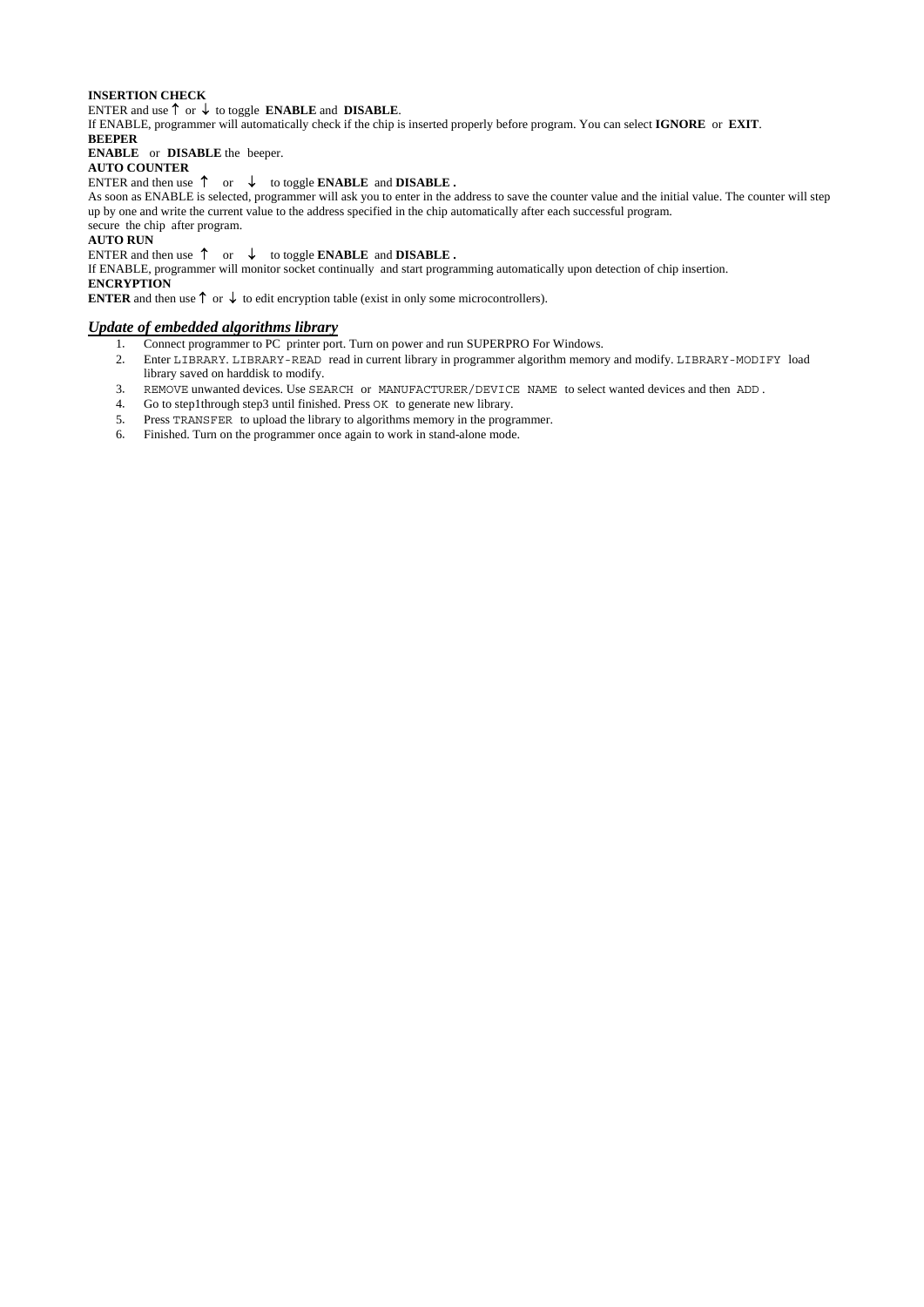**INSERTION CHECK**

ENTER and use ↑ or ↓ to toggle **ENABLE** and **DISABLE**.

If ENABLE, programmer will automatically check if the chip is inserted properly before program. You can select **IGNORE** or **EXIT**.

**BEEPER**

**ENABLE** or **DISABLE** the beeper.

**AUTO COUNTER**

ENTER and then use ↑ or ↓ to toggle **ENABLE** and **DISABLE .**

As soon as ENABLE is selected, programmer will ask you to enter in the address to save the counter value and the initial value. The counter will step up by one and write the current value to the address specified in the chip automatically after each successful program.

secure the chip after program.

**AUTO RUN**

ENTER and then use ↑ or ↓ to toggle **ENABLE** and **DISABLE .**

If ENABLE, programmer will monitor socket continually and start programming automatically upon detection of chip insertion.

**ENCRYPTION**

**ENTER** and then use ↑ or ↓ to edit encryption table (exist in only some microcontrollers).

## ***Update of embedded algorithms library***

1. Connect programmer to PC printer port. Turn on power and run SUPERPRO For Windows.
2. Enter `LIBRARY`. `LIBRARY-READ` read in current library in programmer algorithm memory and modify. `LIBRARY-MODIFY` load library saved on harddisk to modify.
3. `REMOVE` unwanted devices. Use `SEARCH` or `MANUFACTURER/DEVICE NAME` to select wanted devices and then `ADD` .
4. Go to step1through step3 until finished. Press `OK` to generate new library.
5. Press `TRANSFER` to upload the library to algorithms memory in the programmer.
6. Finished. Turn on the programmer once again to work in stand-alone mode.